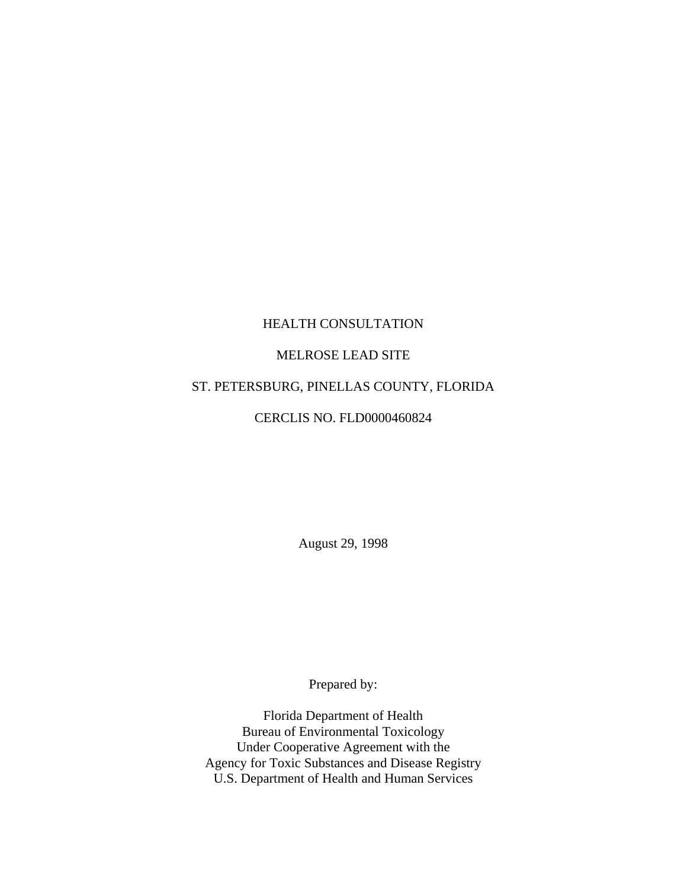# HEALTH CONSULTATION

## MELROSE LEAD SITE

## ST. PETERSBURG, PINELLAS COUNTY, FLORIDA

## CERCLIS NO. FLD0000460824

August 29, 1998

Prepared by:

Florida Department of Health
Bureau of Environmental Toxicology
Under Cooperative Agreement with the
Agency for Toxic Substances and Disease Registry
U.S. Department of Health and Human Services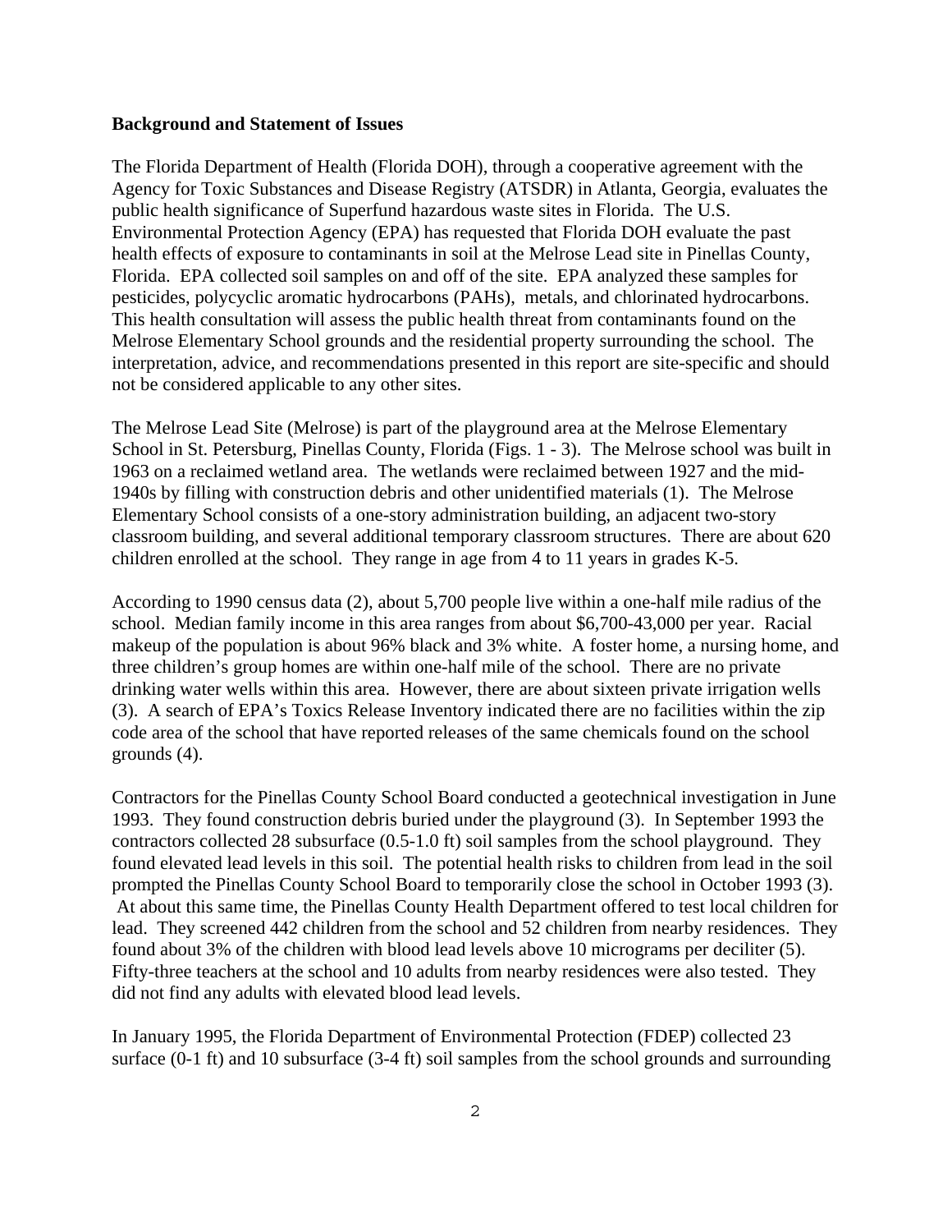**Background and Statement of Issues**

The Florida Department of Health (Florida DOH), through a cooperative agreement with the Agency for Toxic Substances and Disease Registry (ATSDR) in Atlanta, Georgia, evaluates the public health significance of Superfund hazardous waste sites in Florida. The U.S. Environmental Protection Agency (EPA) has requested that Florida DOH evaluate the past health effects of exposure to contaminants in soil at the Melrose Lead site in Pinellas County, Florida. EPA collected soil samples on and off of the site. EPA analyzed these samples for pesticides, polycyclic aromatic hydrocarbons (PAHs), metals, and chlorinated hydrocarbons. This health consultation will assess the public health threat from contaminants found on the Melrose Elementary School grounds and the residential property surrounding the school. The interpretation, advice, and recommendations presented in this report are site-specific and should not be considered applicable to any other sites.

The Melrose Lead Site (Melrose) is part of the playground area at the Melrose Elementary School in St. Petersburg, Pinellas County, Florida (Figs. 1 - 3). The Melrose school was built in 1963 on a reclaimed wetland area. The wetlands were reclaimed between 1927 and the mid-1940s by filling with construction debris and other unidentified materials (1). The Melrose Elementary School consists of a one-story administration building, an adjacent two-story classroom building, and several additional temporary classroom structures. There are about 620 children enrolled at the school. They range in age from 4 to 11 years in grades K-5.

According to 1990 census data (2), about 5,700 people live within a one-half mile radius of the school. Median family income in this area ranges from about $6,700-43,000 per year. Racial makeup of the population is about 96% black and 3% white. A foster home, a nursing home, and three children's group homes are within one-half mile of the school. There are no private drinking water wells within this area. However, there are about sixteen private irrigation wells (3). A search of EPA's Toxics Release Inventory indicated there are no facilities within the zip code area of the school that have reported releases of the same chemicals found on the school grounds (4).

Contractors for the Pinellas County School Board conducted a geotechnical investigation in June 1993. They found construction debris buried under the playground (3). In September 1993 the contractors collected 28 subsurface (0.5-1.0 ft) soil samples from the school playground. They found elevated lead levels in this soil. The potential health risks to children from lead in the soil prompted the Pinellas County School Board to temporarily close the school in October 1993 (3). At about this same time, the Pinellas County Health Department offered to test local children for lead. They screened 442 children from the school and 52 children from nearby residences. They found about 3% of the children with blood lead levels above 10 micrograms per deciliter (5). Fifty-three teachers at the school and 10 adults from nearby residences were also tested. They did not find any adults with elevated blood lead levels.

In January 1995, the Florida Department of Environmental Protection (FDEP) collected 23 surface (0-1 ft) and 10 subsurface (3-4 ft) soil samples from the school grounds and surrounding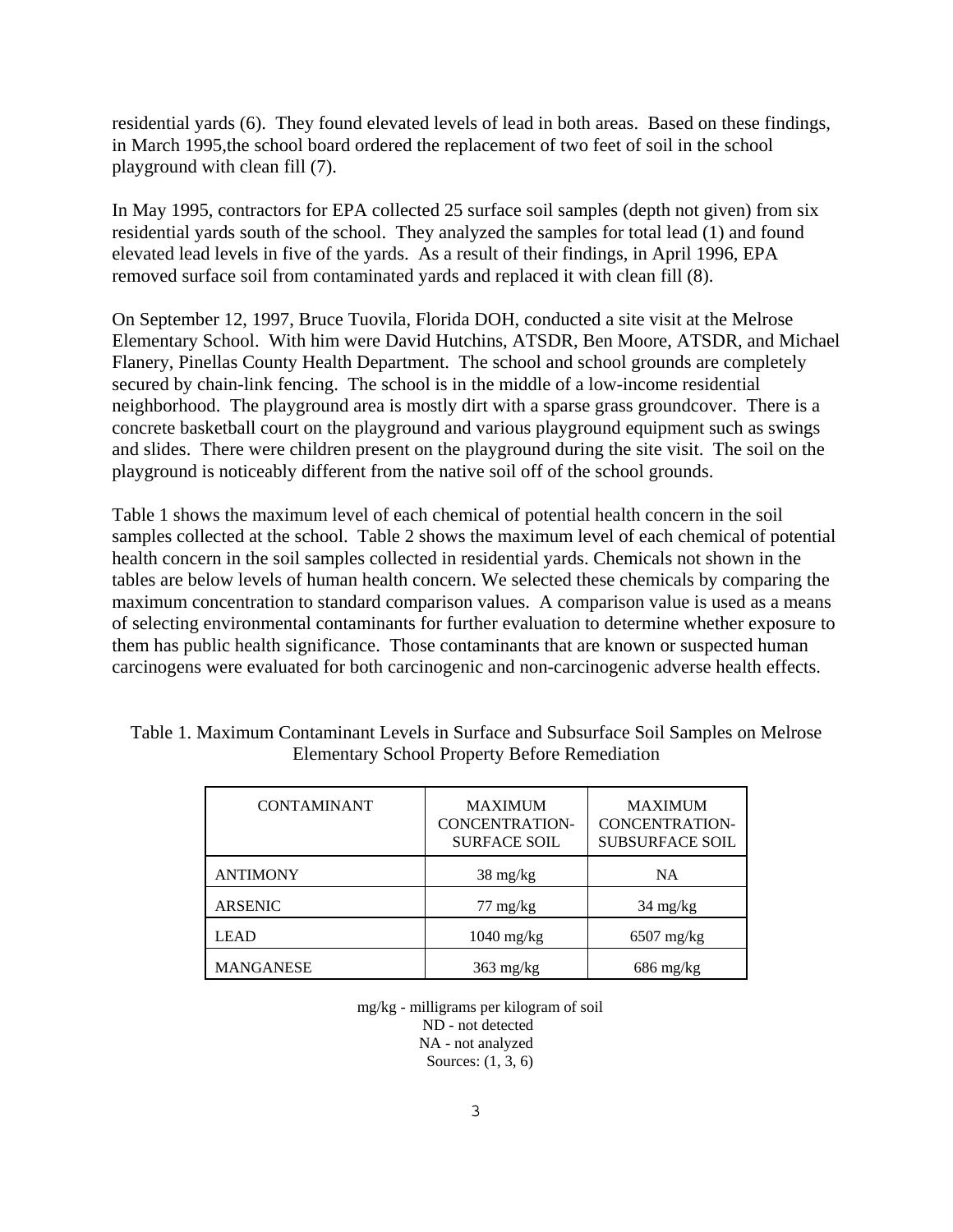residential yards (6). They found elevated levels of lead in both areas. Based on these findings, in March 1995,the school board ordered the replacement of two feet of soil in the school playground with clean fill (7).

In May 1995, contractors for EPA collected 25 surface soil samples (depth not given) from six residential yards south of the school. They analyzed the samples for total lead (1) and found elevated lead levels in five of the yards. As a result of their findings, in April 1996, EPA removed surface soil from contaminated yards and replaced it with clean fill (8).

On September 12, 1997, Bruce Tuovila, Florida DOH, conducted a site visit at the Melrose Elementary School. With him were David Hutchins, ATSDR, Ben Moore, ATSDR, and Michael Flanery, Pinellas County Health Department. The school and school grounds are completely secured by chain-link fencing. The school is in the middle of a low-income residential neighborhood. The playground area is mostly dirt with a sparse grass groundcover. There is a concrete basketball court on the playground and various playground equipment such as swings and slides. There were children present on the playground during the site visit. The soil on the playground is noticeably different from the native soil off of the school grounds.

Table 1 shows the maximum level of each chemical of potential health concern in the soil samples collected at the school. Table 2 shows the maximum level of each chemical of potential health concern in the soil samples collected in residential yards. Chemicals not shown in the tables are below levels of human health concern. We selected these chemicals by comparing the maximum concentration to standard comparison values. A comparison value is used as a means of selecting environmental contaminants for further evaluation to determine whether exposure to them has public health significance. Those contaminants that are known or suspected human carcinogens were evaluated for both carcinogenic and non-carcinogenic adverse health effects.

Table 1. Maximum Contaminant Levels in Surface and Subsurface Soil Samples on Melrose Elementary School Property Before Remediation

| CONTAMINANT | MAXIMUM CONCENTRATION-SURFACE SOIL | MAXIMUM CONCENTRATION-SUBSURFACE SOIL |
|---|---|---|
| ANTIMONY | 38 mg/kg | NA |
| ARSENIC | 77 mg/kg | 34 mg/kg |
| LEAD | 1040 mg/kg | 6507 mg/kg |
| MANGANESE | 363 mg/kg | 686 mg/kg |

mg/kg - milligrams per kilogram of soil
ND - not detected
NA - not analyzed
Sources: (1, 3, 6)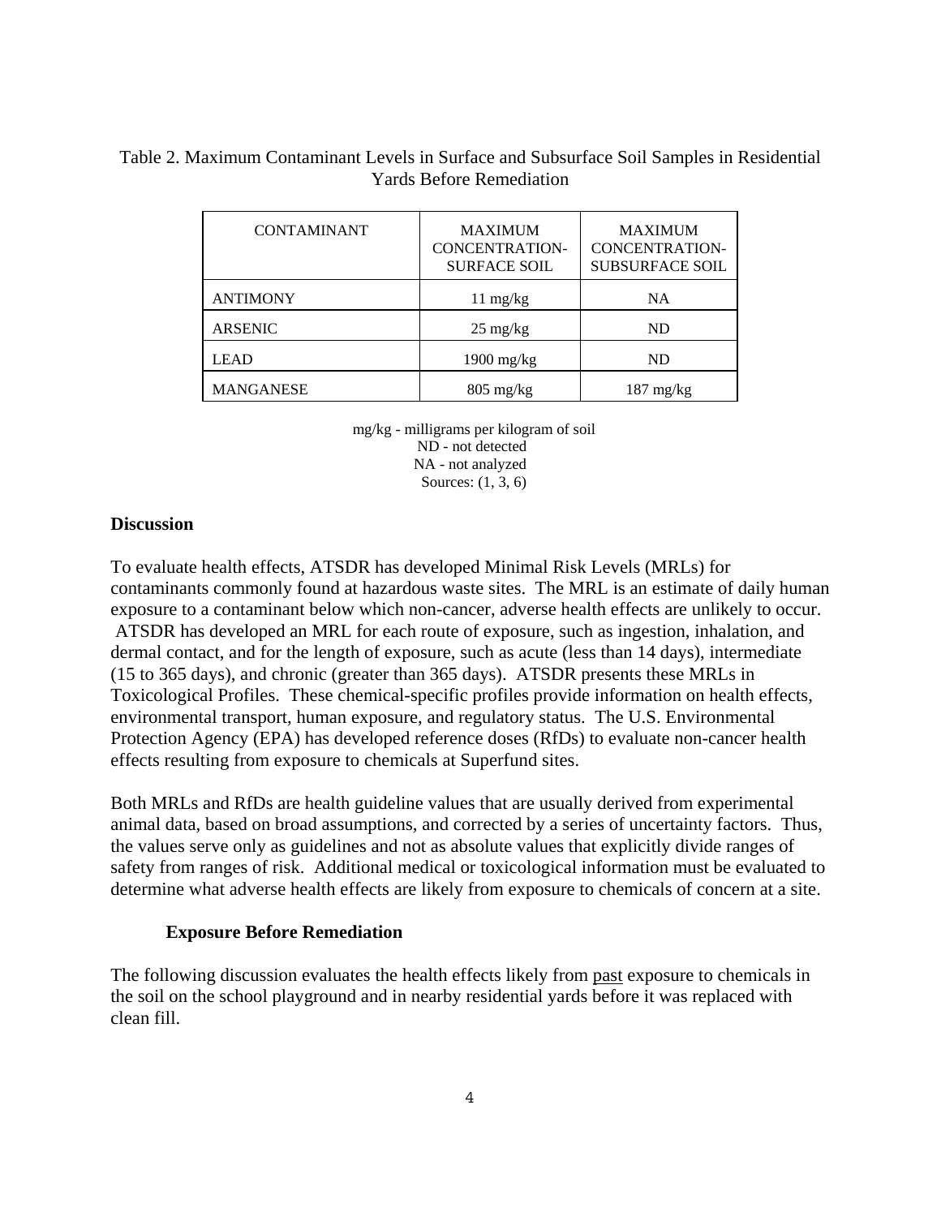Table 2. Maximum Contaminant Levels in Surface and Subsurface Soil Samples in Residential Yards Before Remediation

| CONTAMINANT | MAXIMUM CONCENTRATION-SURFACE SOIL | MAXIMUM CONCENTRATION-SUBSURFACE SOIL |
| --- | --- | --- |
| ANTIMONY | 11 mg/kg | NA |
| ARSENIC | 25 mg/kg | ND |
| LEAD | 1900 mg/kg | ND |
| MANGANESE | 805 mg/kg | 187 mg/kg |

mg/kg - milligrams per kilogram of soil
ND - not detected
NA - not analyzed
Sources: (1, 3, 6)

## Discussion

To evaluate health effects, ATSDR has developed Minimal Risk Levels (MRLs) for contaminants commonly found at hazardous waste sites. The MRL is an estimate of daily human exposure to a contaminant below which non-cancer, adverse health effects are unlikely to occur. ATSDR has developed an MRL for each route of exposure, such as ingestion, inhalation, and dermal contact, and for the length of exposure, such as acute (less than 14 days), intermediate (15 to 365 days), and chronic (greater than 365 days). ATSDR presents these MRLs in Toxicological Profiles. These chemical-specific profiles provide information on health effects, environmental transport, human exposure, and regulatory status. The U.S. Environmental Protection Agency (EPA) has developed reference doses (RfDs) to evaluate non-cancer health effects resulting from exposure to chemicals at Superfund sites.

Both MRLs and RfDs are health guideline values that are usually derived from experimental animal data, based on broad assumptions, and corrected by a series of uncertainty factors. Thus, the values serve only as guidelines and not as absolute values that explicitly divide ranges of safety from ranges of risk. Additional medical or toxicological information must be evaluated to determine what adverse health effects are likely from exposure to chemicals of concern at a site.

### Exposure Before Remediation

The following discussion evaluates the health effects likely from past exposure to chemicals in the soil on the school playground and in nearby residential yards before it was replaced with clean fill.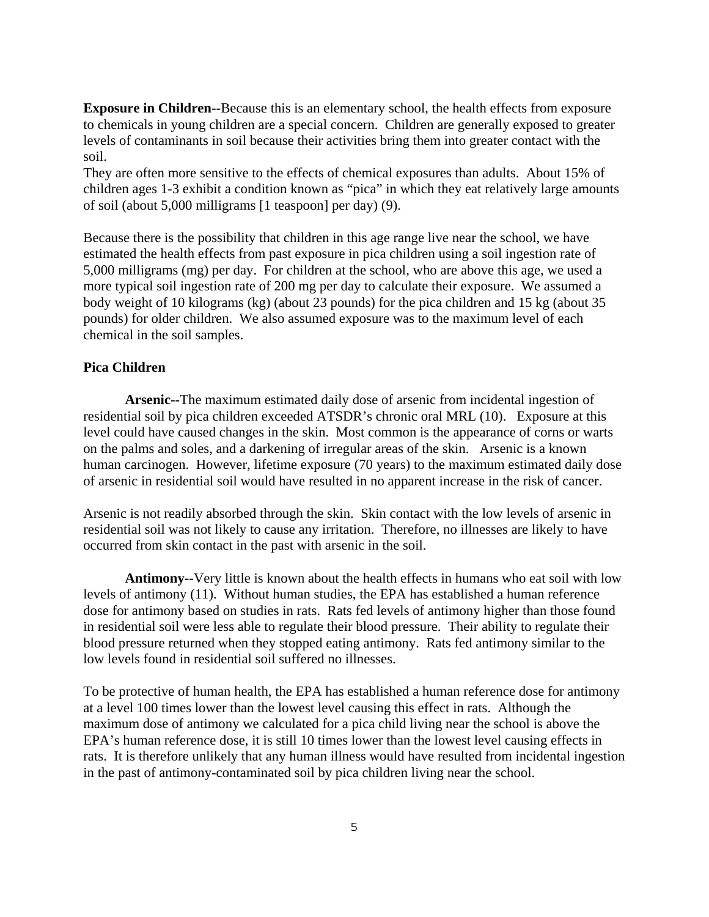**Exposure in Children--**Because this is an elementary school, the health effects from exposure to chemicals in young children are a special concern. Children are generally exposed to greater levels of contaminants in soil because their activities bring them into greater contact with the soil.
They are often more sensitive to the effects of chemical exposures than adults. About 15% of children ages 1-3 exhibit a condition known as "pica" in which they eat relatively large amounts of soil (about 5,000 milligrams [1 teaspoon] per day) (9).

Because there is the possibility that children in this age range live near the school, we have estimated the health effects from past exposure in pica children using a soil ingestion rate of 5,000 milligrams (mg) per day. For children at the school, who are above this age, we used a more typical soil ingestion rate of 200 mg per day to calculate their exposure. We assumed a body weight of 10 kilograms (kg) (about 23 pounds) for the pica children and 15 kg (about 35 pounds) for older children. We also assumed exposure was to the maximum level of each chemical in the soil samples.

**Pica Children**

**Arsenic--**The maximum estimated daily dose of arsenic from incidental ingestion of residential soil by pica children exceeded ATSDR's chronic oral MRL (10). Exposure at this level could have caused changes in the skin. Most common is the appearance of corns or warts on the palms and soles, and a darkening of irregular areas of the skin. Arsenic is a known human carcinogen. However, lifetime exposure (70 years) to the maximum estimated daily dose of arsenic in residential soil would have resulted in no apparent increase in the risk of cancer.

Arsenic is not readily absorbed through the skin. Skin contact with the low levels of arsenic in residential soil was not likely to cause any irritation. Therefore, no illnesses are likely to have occurred from skin contact in the past with arsenic in the soil.

**Antimony--**Very little is known about the health effects in humans who eat soil with low levels of antimony (11). Without human studies, the EPA has established a human reference dose for antimony based on studies in rats. Rats fed levels of antimony higher than those found in residential soil were less able to regulate their blood pressure. Their ability to regulate their blood pressure returned when they stopped eating antimony. Rats fed antimony similar to the low levels found in residential soil suffered no illnesses.

To be protective of human health, the EPA has established a human reference dose for antimony at a level 100 times lower than the lowest level causing this effect in rats. Although the maximum dose of antimony we calculated for a pica child living near the school is above the EPA's human reference dose, it is still 10 times lower than the lowest level causing effects in rats. It is therefore unlikely that any human illness would have resulted from incidental ingestion in the past of antimony-contaminated soil by pica children living near the school.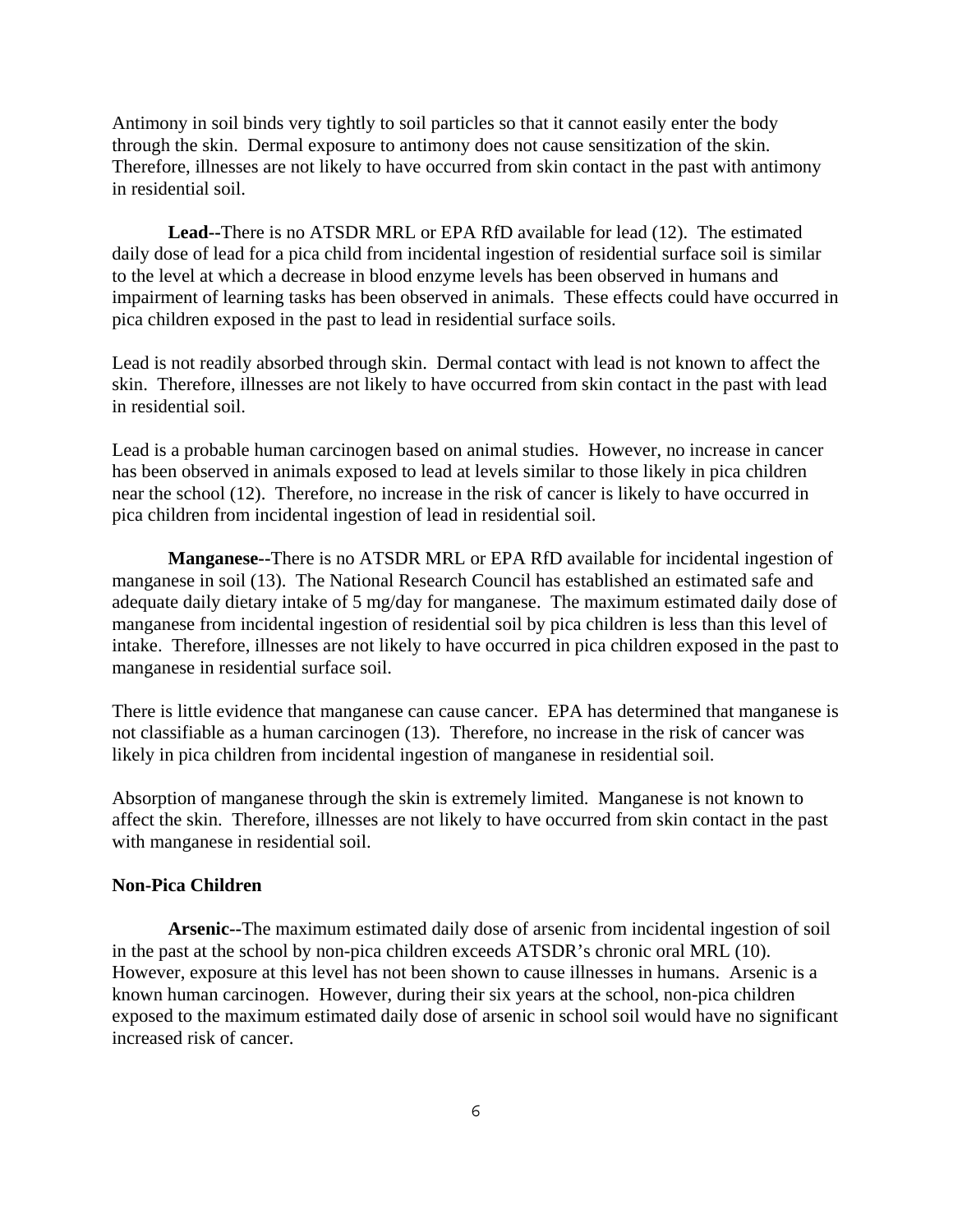Antimony in soil binds very tightly to soil particles so that it cannot easily enter the body through the skin. Dermal exposure to antimony does not cause sensitization of the skin. Therefore, illnesses are not likely to have occurred from skin contact in the past with antimony in residential soil.

**Lead--**There is no ATSDR MRL or EPA RfD available for lead (12). The estimated daily dose of lead for a pica child from incidental ingestion of residential surface soil is similar to the level at which a decrease in blood enzyme levels has been observed in humans and impairment of learning tasks has been observed in animals. These effects could have occurred in pica children exposed in the past to lead in residential surface soils.

Lead is not readily absorbed through skin. Dermal contact with lead is not known to affect the skin. Therefore, illnesses are not likely to have occurred from skin contact in the past with lead in residential soil.

Lead is a probable human carcinogen based on animal studies. However, no increase in cancer has been observed in animals exposed to lead at levels similar to those likely in pica children near the school (12). Therefore, no increase in the risk of cancer is likely to have occurred in pica children from incidental ingestion of lead in residential soil.

**Manganese--**There is no ATSDR MRL or EPA RfD available for incidental ingestion of manganese in soil (13). The National Research Council has established an estimated safe and adequate daily dietary intake of 5 mg/day for manganese. The maximum estimated daily dose of manganese from incidental ingestion of residential soil by pica children is less than this level of intake. Therefore, illnesses are not likely to have occurred in pica children exposed in the past to manganese in residential surface soil.

There is little evidence that manganese can cause cancer. EPA has determined that manganese is not classifiable as a human carcinogen (13). Therefore, no increase in the risk of cancer was likely in pica children from incidental ingestion of manganese in residential soil.

Absorption of manganese through the skin is extremely limited. Manganese is not known to affect the skin. Therefore, illnesses are not likely to have occurred from skin contact in the past with manganese in residential soil.

**Non-Pica Children**

**Arsenic--**The maximum estimated daily dose of arsenic from incidental ingestion of soil in the past at the school by non-pica children exceeds ATSDR's chronic oral MRL (10). However, exposure at this level has not been shown to cause illnesses in humans. Arsenic is a known human carcinogen. However, during their six years at the school, non-pica children exposed to the maximum estimated daily dose of arsenic in school soil would have no significant increased risk of cancer.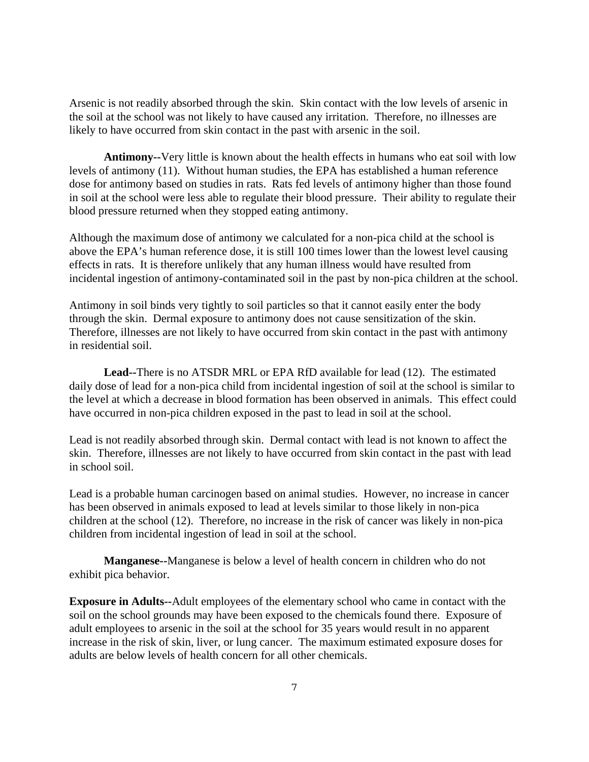Arsenic is not readily absorbed through the skin. Skin contact with the low levels of arsenic in the soil at the school was not likely to have caused any irritation. Therefore, no illnesses are likely to have occurred from skin contact in the past with arsenic in the soil.

**Antimony--**Very little is known about the health effects in humans who eat soil with low levels of antimony (11). Without human studies, the EPA has established a human reference dose for antimony based on studies in rats. Rats fed levels of antimony higher than those found in soil at the school were less able to regulate their blood pressure. Their ability to regulate their blood pressure returned when they stopped eating antimony.

Although the maximum dose of antimony we calculated for a non-pica child at the school is above the EPA's human reference dose, it is still 100 times lower than the lowest level causing effects in rats. It is therefore unlikely that any human illness would have resulted from incidental ingestion of antimony-contaminated soil in the past by non-pica children at the school.

Antimony in soil binds very tightly to soil particles so that it cannot easily enter the body through the skin. Dermal exposure to antimony does not cause sensitization of the skin. Therefore, illnesses are not likely to have occurred from skin contact in the past with antimony in residential soil.

**Lead--**There is no ATSDR MRL or EPA RfD available for lead (12). The estimated daily dose of lead for a non-pica child from incidental ingestion of soil at the school is similar to the level at which a decrease in blood formation has been observed in animals. This effect could have occurred in non-pica children exposed in the past to lead in soil at the school.

Lead is not readily absorbed through skin. Dermal contact with lead is not known to affect the skin. Therefore, illnesses are not likely to have occurred from skin contact in the past with lead in school soil.

Lead is a probable human carcinogen based on animal studies. However, no increase in cancer has been observed in animals exposed to lead at levels similar to those likely in non-pica children at the school (12). Therefore, no increase in the risk of cancer was likely in non-pica children from incidental ingestion of lead in soil at the school.

**Manganese--**Manganese is below a level of health concern in children who do not exhibit pica behavior.

**Exposure in Adults--**Adult employees of the elementary school who came in contact with the soil on the school grounds may have been exposed to the chemicals found there. Exposure of adult employees to arsenic in the soil at the school for 35 years would result in no apparent increase in the risk of skin, liver, or lung cancer. The maximum estimated exposure doses for adults are below levels of health concern for all other chemicals.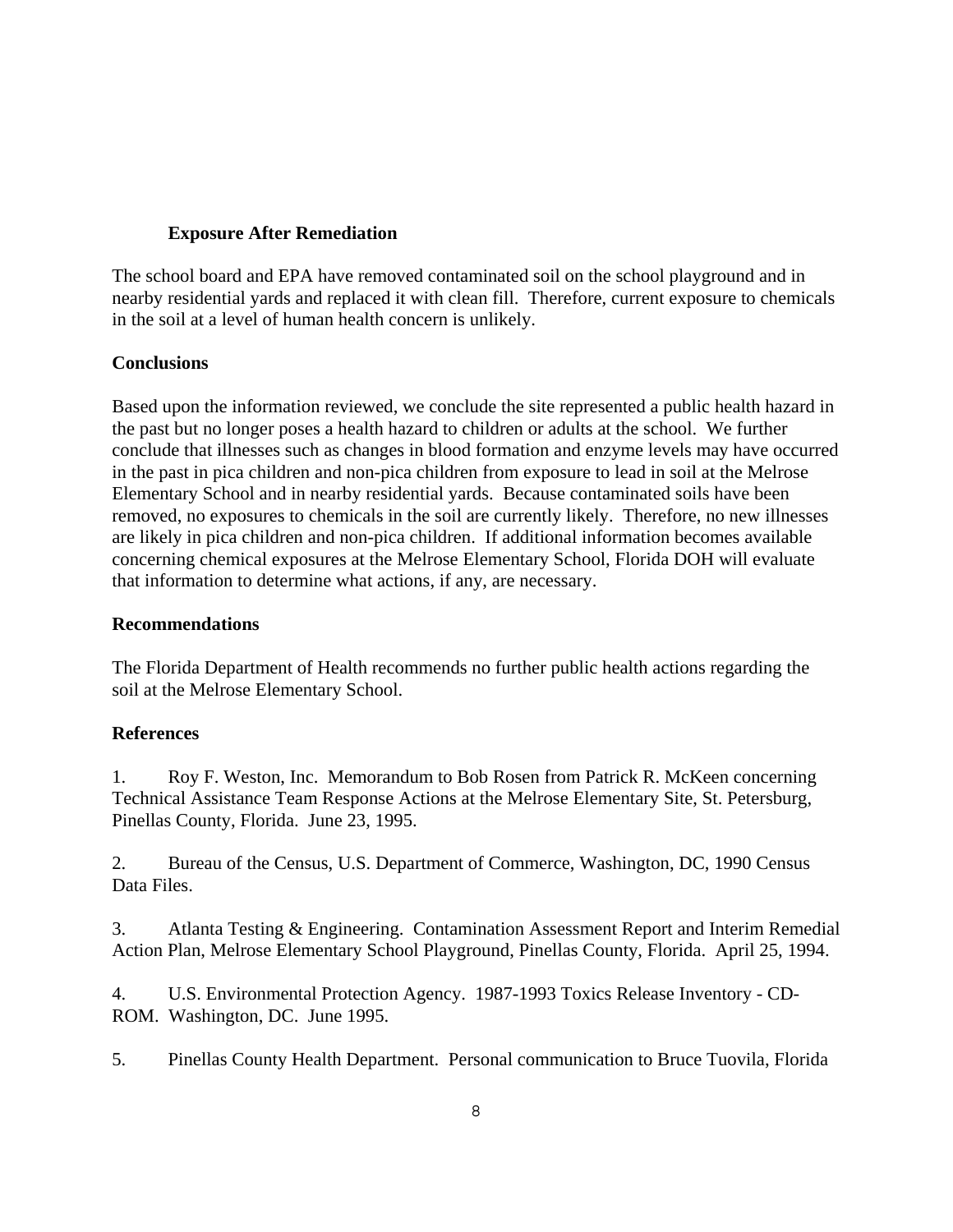### Exposure After Remediation

The school board and EPA have removed contaminated soil on the school playground and in nearby residential yards and replaced it with clean fill. Therefore, current exposure to chemicals in the soil at a level of human health concern is unlikely.

## Conclusions

Based upon the information reviewed, we conclude the site represented a public health hazard in the past but no longer poses a health hazard to children or adults at the school. We further conclude that illnesses such as changes in blood formation and enzyme levels may have occurred in the past in pica children and non-pica children from exposure to lead in soil at the Melrose Elementary School and in nearby residential yards. Because contaminated soils have been removed, no exposures to chemicals in the soil are currently likely. Therefore, no new illnesses are likely in pica children and non-pica children. If additional information becomes available concerning chemical exposures at the Melrose Elementary School, Florida DOH will evaluate that information to determine what actions, if any, are necessary.

## Recommendations

The Florida Department of Health recommends no further public health actions regarding the soil at the Melrose Elementary School.

## References

1. Roy F. Weston, Inc. Memorandum to Bob Rosen from Patrick R. McKeen concerning Technical Assistance Team Response Actions at the Melrose Elementary Site, St. Petersburg, Pinellas County, Florida. June 23, 1995.

2. Bureau of the Census, U.S. Department of Commerce, Washington, DC, 1990 Census Data Files.

3. Atlanta Testing & Engineering. Contamination Assessment Report and Interim Remedial Action Plan, Melrose Elementary School Playground, Pinellas County, Florida. April 25, 1994.

4. U.S. Environmental Protection Agency. 1987-1993 Toxics Release Inventory - CD-ROM. Washington, DC. June 1995.

5. Pinellas County Health Department. Personal communication to Bruce Tuovila, Florida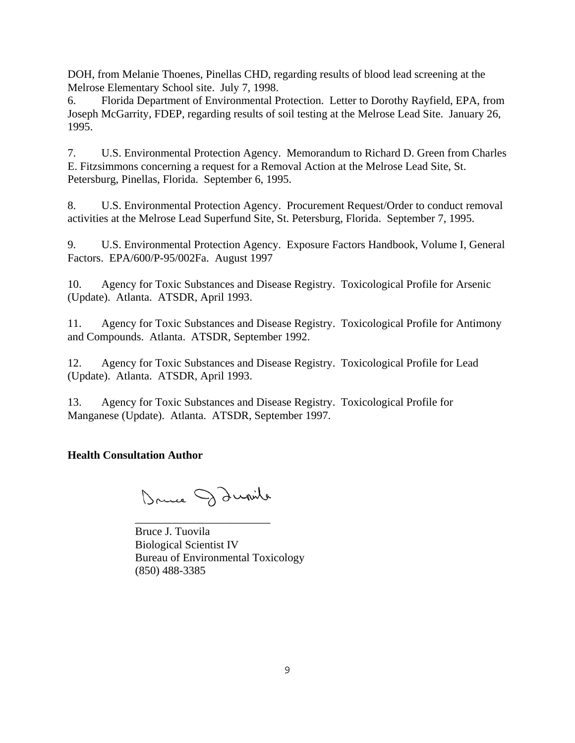DOH, from Melanie Thoenes, Pinellas CHD, regarding results of blood lead screening at the Melrose Elementary School site. July 7, 1998.

6. Florida Department of Environmental Protection. Letter to Dorothy Rayfield, EPA, from Joseph McGarrity, FDEP, regarding results of soil testing at the Melrose Lead Site. January 26, 1995.

7. U.S. Environmental Protection Agency. Memorandum to Richard D. Green from Charles E. Fitzsimmons concerning a request for a Removal Action at the Melrose Lead Site, St. Petersburg, Pinellas, Florida. September 6, 1995.

8. U.S. Environmental Protection Agency. Procurement Request/Order to conduct removal activities at the Melrose Lead Superfund Site, St. Petersburg, Florida. September 7, 1995.

9. U.S. Environmental Protection Agency. Exposure Factors Handbook, Volume I, General Factors. EPA/600/P-95/002Fa. August 1997

10. Agency for Toxic Substances and Disease Registry. Toxicological Profile for Arsenic (Update). Atlanta. ATSDR, April 1993.

11. Agency for Toxic Substances and Disease Registry. Toxicological Profile for Antimony and Compounds. Atlanta. ATSDR, September 1992.

12. Agency for Toxic Substances and Disease Registry. Toxicological Profile for Lead (Update). Atlanta. ATSDR, April 1993.

13. Agency for Toxic Substances and Disease Registry. Toxicological Profile for Manganese (Update). Atlanta. ATSDR, September 1997.

**Health Consultation Author**

Bruce J. Tuovila
Biological Scientist IV
Bureau of Environmental Toxicology
(850) 488-3385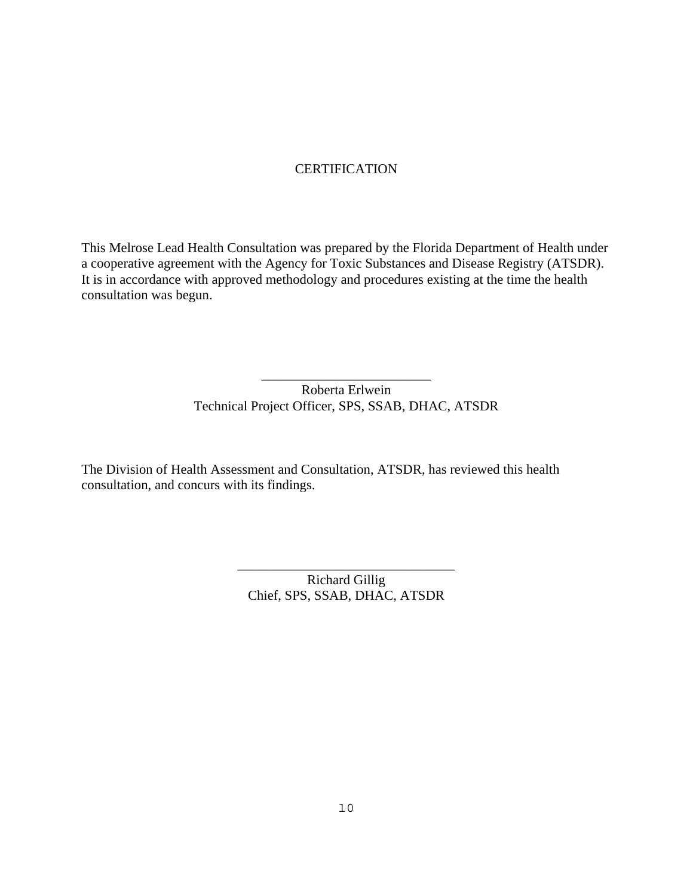# CERTIFICATION

This Melrose Lead Health Consultation was prepared by the Florida Department of Health under a cooperative agreement with the Agency for Toxic Substances and Disease Registry (ATSDR). It is in accordance with approved methodology and procedures existing at the time the health consultation was begun.

_________________________
Roberta Erlwein
Technical Project Officer, SPS, SSAB, DHAC, ATSDR

The Division of Health Assessment and Consultation, ATSDR, has reviewed this health consultation, and concurs with its findings.

_______________________________
Richard Gillig
Chief, SPS, SSAB, DHAC, ATSDR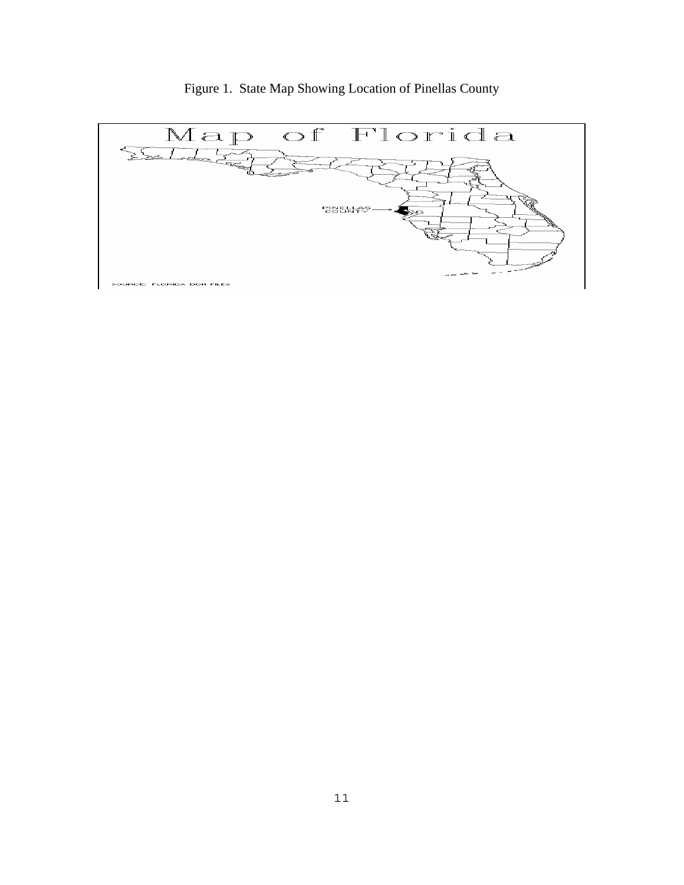Figure 1. State Map Showing Location of Pinellas County

Map of Florida

PINELLAS COUNTY

SOURCE: FLORIDA DOH FILES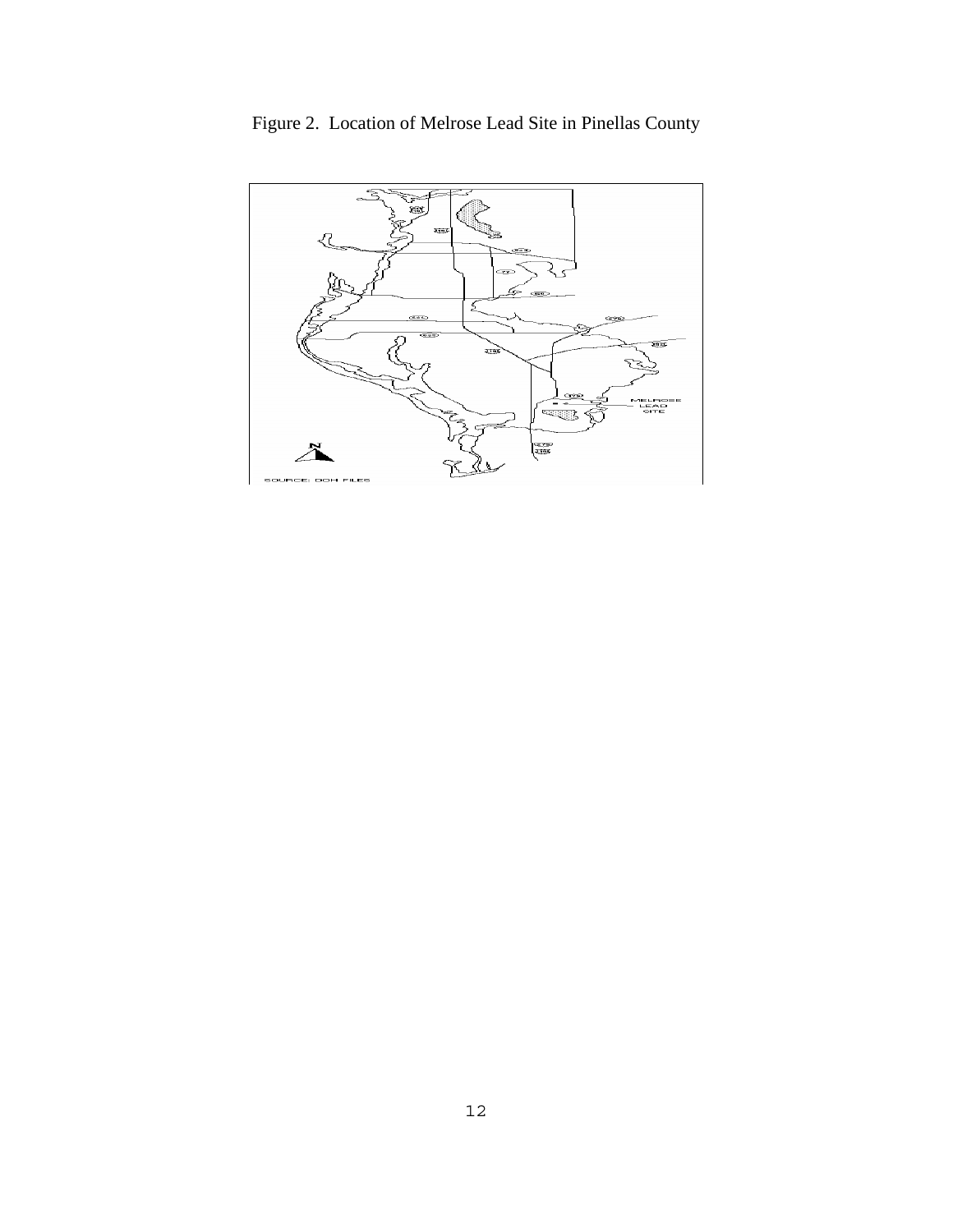Figure 2. Location of Melrose Lead Site in Pinellas County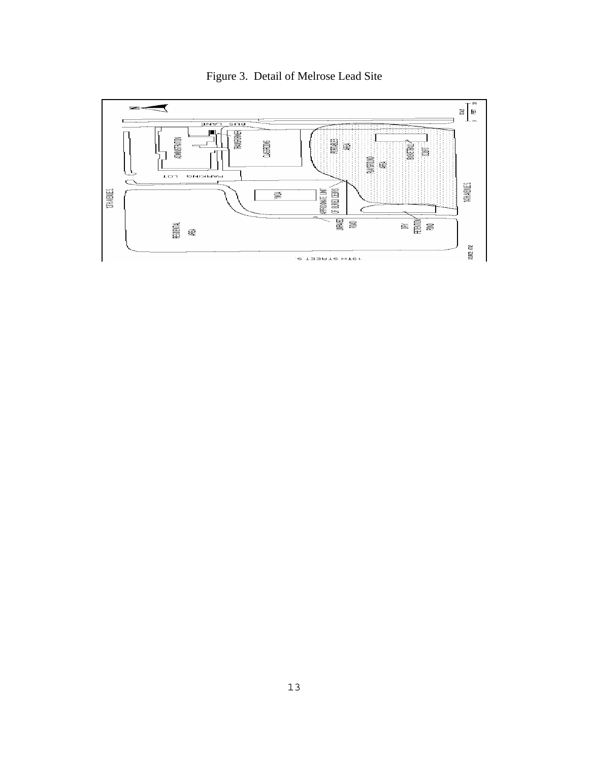Figure 3. Detail of Melrose Lead Site

N

BUS LANE

TRANSFORMER

ADMINISTRATION

CLASSROOMS

PORTABLES AREA

PLAYGROUND AREA

BASKETBALL COURT

PARKING LOT

13TH AVENUE S.

14TH AVENUE S.

YMCA

APPROXIMATE LIMIT OF BURIED DEBRIS

UNPAVED ROAD

DRY RETENTION POND

RESIDENTIAL AREA

19TH STREET S.

SCALE

FEET

SOURCE: ATSDR